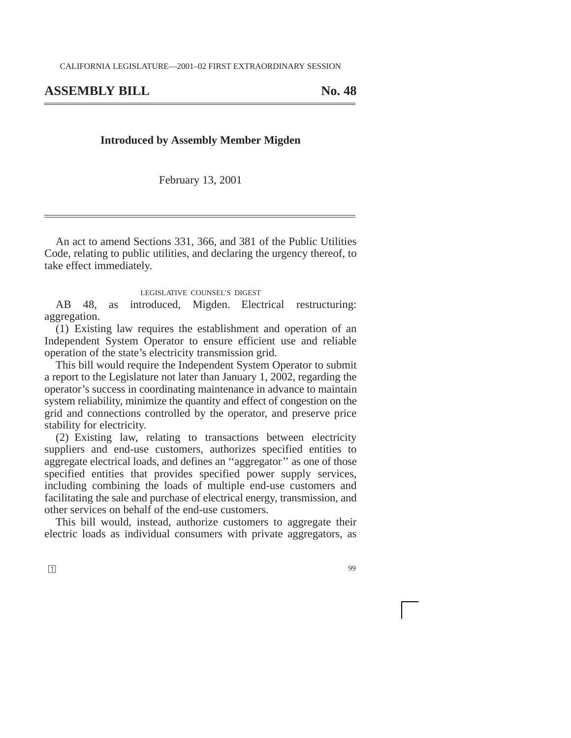CALIFORNIA LEGISLATURE—2001–02 FIRST EXTRAORDINARY SESSION

# ASSEMBLY BILL No. 48

**Introduced by Assembly Member Migden**

February 13, 2001

An act to amend Sections 331, 366, and 381 of the Public Utilities Code, relating to public utilities, and declaring the urgency thereof, to take effect immediately.

LEGISLATIVE COUNSEL'S DIGEST

AB 48, as introduced, Migden. Electrical restructuring: aggregation.

(1) Existing law requires the establishment and operation of an Independent System Operator to ensure efficient use and reliable operation of the state's electricity transmission grid.

This bill would require the Independent System Operator to submit a report to the Legislature not later than January 1, 2002, regarding the operator's success in coordinating maintenance in advance to maintain system reliability, minimize the quantity and effect of congestion on the grid and connections controlled by the operator, and preserve price stability for electricity.

(2) Existing law, relating to transactions between electricity suppliers and end-use customers, authorizes specified entities to aggregate electrical loads, and defines an ''aggregator'' as one of those specified entities that provides specified power supply services, including combining the loads of multiple end-use customers and facilitating the sale and purchase of electrical energy, transmission, and other services on behalf of the end-use customers.

This bill would, instead, authorize customers to aggregate their electric loads as individual consumers with private aggregators, as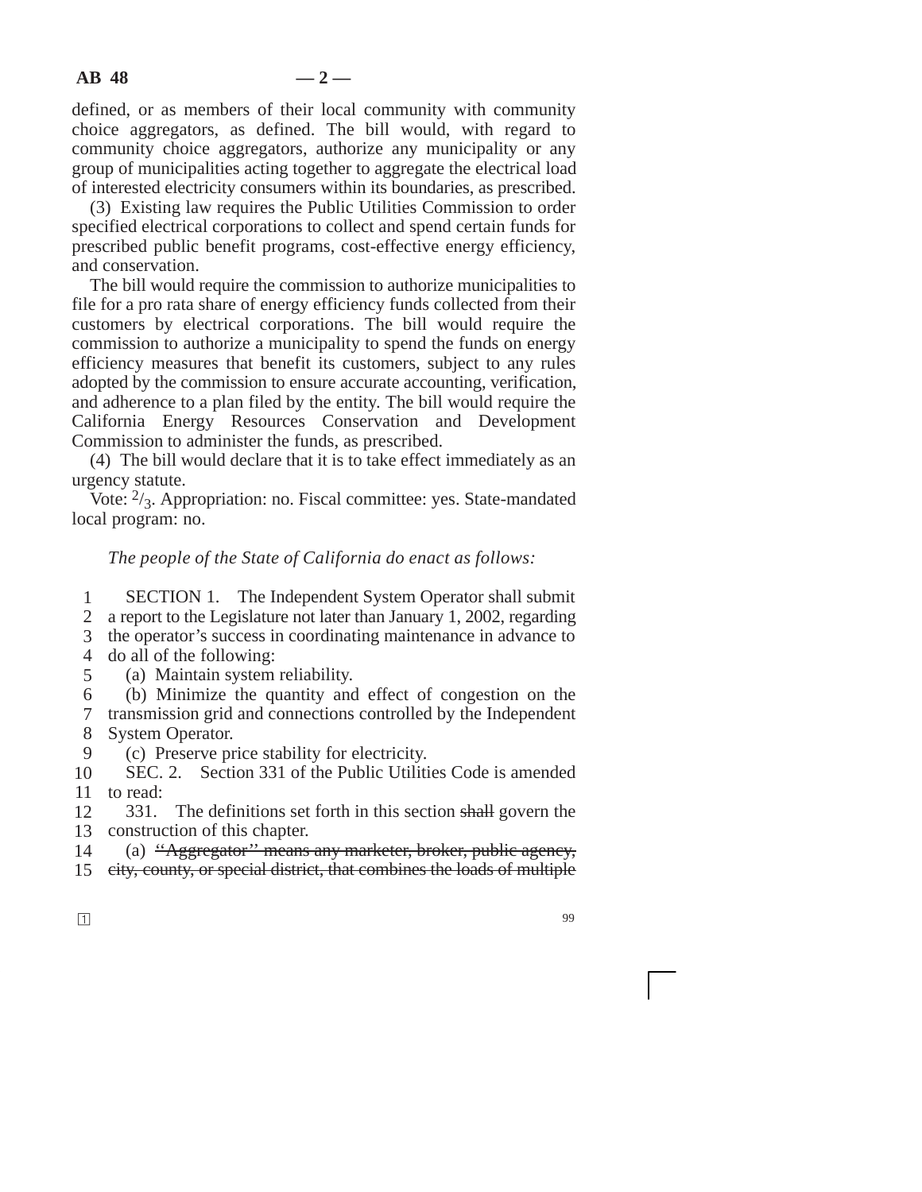defined, or as members of their local community with community choice aggregators, as defined. The bill would, with regard to community choice aggregators, authorize any municipality or any group of municipalities acting together to aggregate the electrical load of interested electricity consumers within its boundaries, as prescribed.

(3) Existing law requires the Public Utilities Commission to order specified electrical corporations to collect and spend certain funds for prescribed public benefit programs, cost-effective energy efficiency, and conservation.

The bill would require the commission to authorize municipalities to file for a pro rata share of energy efficiency funds collected from their customers by electrical corporations. The bill would require the commission to authorize a municipality to spend the funds on energy efficiency measures that benefit its customers, subject to any rules adopted by the commission to ensure accurate accounting, verification, and adherence to a plan filed by the entity. The bill would require the California Energy Resources Conservation and Development Commission to administer the funds, as prescribed.

(4) The bill would declare that it is to take effect immediately as an urgency statute.

Vote: $^{2}/_{3}$. Appropriation: no. Fiscal committee: yes. State-mandated local program: no.

*The people of the State of California do enact as follows:*

SECTION 1. The Independent System Operator shall submit a report to the Legislature not later than January 1, 2002, regarding the operator's success in coordinating maintenance in advance to do all of the following:

(a) Maintain system reliability.

(b) Minimize the quantity and effect of congestion on the transmission grid and connections controlled by the Independent System Operator.

(c) Preserve price stability for electricity.

SEC. 2. Section 331 of the Public Utilities Code is amended to read:

331. The definitions set forth in this section ~~shall~~ govern the construction of this chapter.

(a) ~~"Aggregator" means any marketer, broker, public agency, city, county, or special district, that combines the loads of multiple~~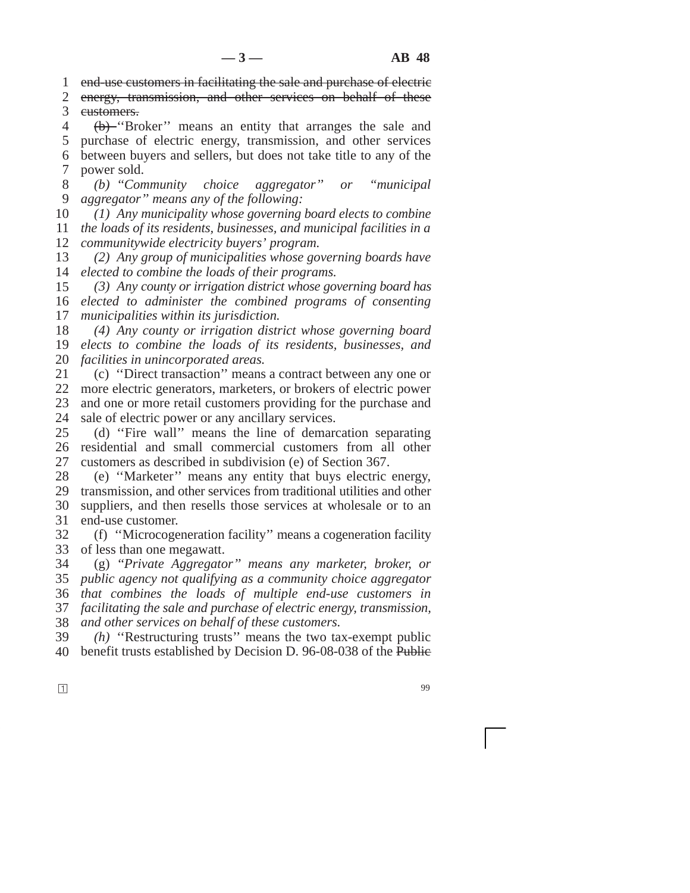~~end-use customers in facilitating the sale and purchase of electric energy, transmission, and other services on behalf of these customers.~~

~~(b)~~ ''Broker'' means an entity that arranges the sale and purchase of electric energy, transmission, and other services between buyers and sellers, but does not take title to any of the power sold.

*(b) "Community choice aggregator" or "municipal aggregator" means any of the following:*

*(1) Any municipality whose governing board elects to combine the loads of its residents, businesses, and municipal facilities in a communitywide electricity buyers' program.*

*(2) Any group of municipalities whose governing boards have elected to combine the loads of their programs.*

*(3) Any county or irrigation district whose governing board has elected to administer the combined programs of consenting municipalities within its jurisdiction.*

*(4) Any county or irrigation district whose governing board elects to combine the loads of its residents, businesses, and facilities in unincorporated areas.*

(c) ''Direct transaction'' means a contract between any one or more electric generators, marketers, or brokers of electric power and one or more retail customers providing for the purchase and sale of electric power or any ancillary services.

(d) ''Fire wall'' means the line of demarcation separating residential and small commercial customers from all other customers as described in subdivision (e) of Section 367.

(e) ''Marketer'' means any entity that buys electric energy, transmission, and other services from traditional utilities and other suppliers, and then resells those services at wholesale or to an end-use customer.

(f) ''Microcogeneration facility'' means a cogeneration facility of less than one megawatt.

(g) *"Private Aggregator" means any marketer, broker, or public agency not qualifying as a community choice aggregator that combines the loads of multiple end-use customers in facilitating the sale and purchase of electric energy, transmission, and other services on behalf of these customers.*

*(h)* ''Restructuring trusts'' means the two tax-exempt public benefit trusts established by Decision D. 96-08-038 of the ~~Public~~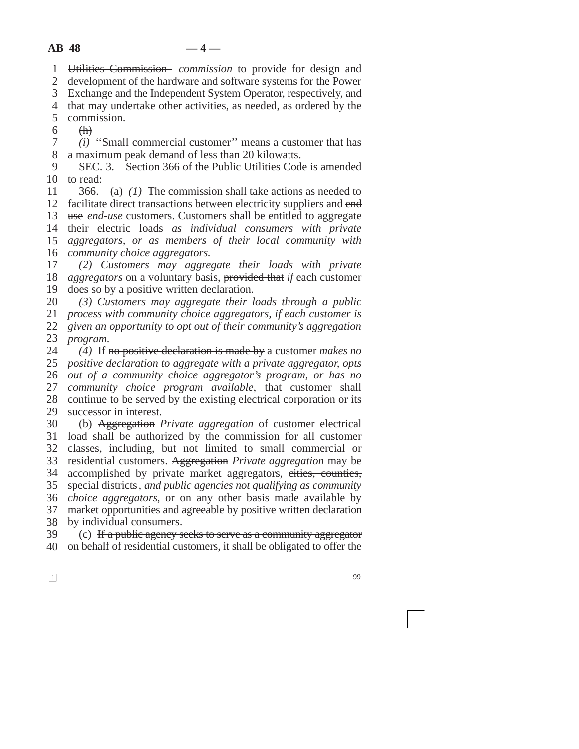~~Utilities Commission~~ *commission* to provide for design and development of the hardware and software systems for the Power Exchange and the Independent System Operator, respectively, and that may undertake other activities, as needed, as ordered by the commission.

~~(h)~~

*(i)* ''Small commercial customer'' means a customer that has a maximum peak demand of less than 20 kilowatts.

SEC. 3. Section 366 of the Public Utilities Code is amended to read:

366. (a) *(1)* The commission shall take actions as needed to facilitate direct transactions between electricity suppliers and ~~end use~~ *end-use* customers. Customers shall be entitled to aggregate their electric loads *as individual consumers with private aggregators, or as members of their local community with community choice aggregators.*

*(2) Customers may aggregate their loads with private aggregators* on a voluntary basis, ~~provided that~~ *if* each customer does so by a positive written declaration.

*(3) Customers may aggregate their loads through a public process with community choice aggregators, if each customer is given an opportunity to opt out of their community's aggregation program.*

*(4)* If ~~no positive declaration is made by~~ a customer *makes no positive declaration to aggregate with a private aggregator, opts out of a community choice aggregator's program, or has no community choice program available*, that customer shall continue to be served by the existing electrical corporation or its successor in interest.

(b) ~~Aggregation~~ *Private aggregation* of customer electrical load shall be authorized by the commission for all customer classes, including, but not limited to small commercial or residential customers. ~~Aggregation~~ *Private aggregation* may be accomplished by private market aggregators, ~~cities, counties,~~ special districts*, and public agencies not qualifying as community choice aggregators*, or on any other basis made available by market opportunities and agreeable by positive written declaration by individual consumers.

(c) ~~If a public agency seeks to serve as a community aggregator on behalf of residential customers, it shall be obligated to offer the~~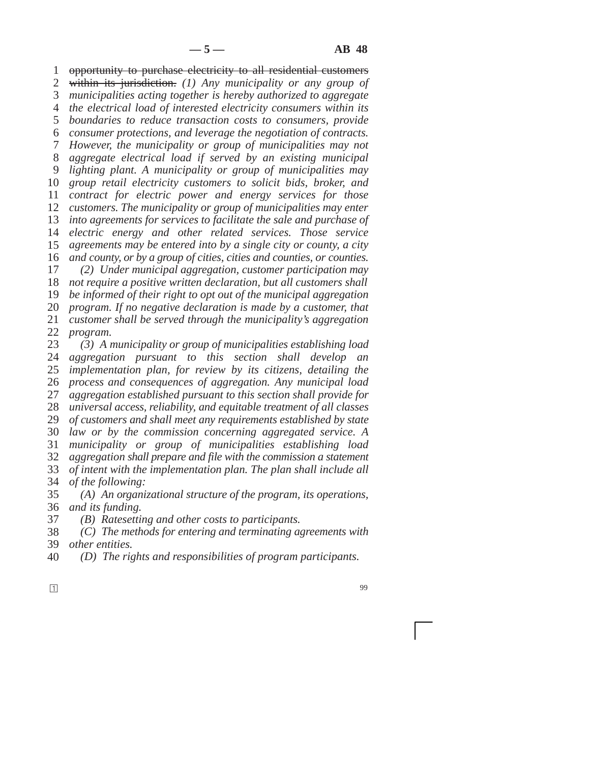~~opportunity to purchase electricity to all residential customers within its jurisdiction.~~ *(1) Any municipality or any group of municipalities acting together is hereby authorized to aggregate the electrical load of interested electricity consumers within its boundaries to reduce transaction costs to consumers, provide consumer protections, and leverage the negotiation of contracts. However, the municipality or group of municipalities may not aggregate electrical load if served by an existing municipal lighting plant. A municipality or group of municipalities may group retail electricity customers to solicit bids, broker, and contract for electric power and energy services for those customers. The municipality or group of municipalities may enter into agreements for services to facilitate the sale and purchase of electric energy and other related services. Those service agreements may be entered into by a single city or county, a city and county, or by a group of cities, cities and counties, or counties.*

*(2) Under municipal aggregation, customer participation may not require a positive written declaration, but all customers shall be informed of their right to opt out of the municipal aggregation program. If no negative declaration is made by a customer, that customer shall be served through the municipality's aggregation program.*

*(3) A municipality or group of municipalities establishing load aggregation pursuant to this section shall develop an implementation plan, for review by its citizens, detailing the process and consequences of aggregation. Any municipal load aggregation established pursuant to this section shall provide for universal access, reliability, and equitable treatment of all classes of customers and shall meet any requirements established by state law or by the commission concerning aggregated service. A municipality or group of municipalities establishing load aggregation shall prepare and file with the commission a statement of intent with the implementation plan. The plan shall include all of the following:*

*(A) An organizational structure of the program, its operations, and its funding.*

*(B) Ratesetting and other costs to participants.*

*(C) The methods for entering and terminating agreements with other entities.*

*(D) The rights and responsibilities of program participants.*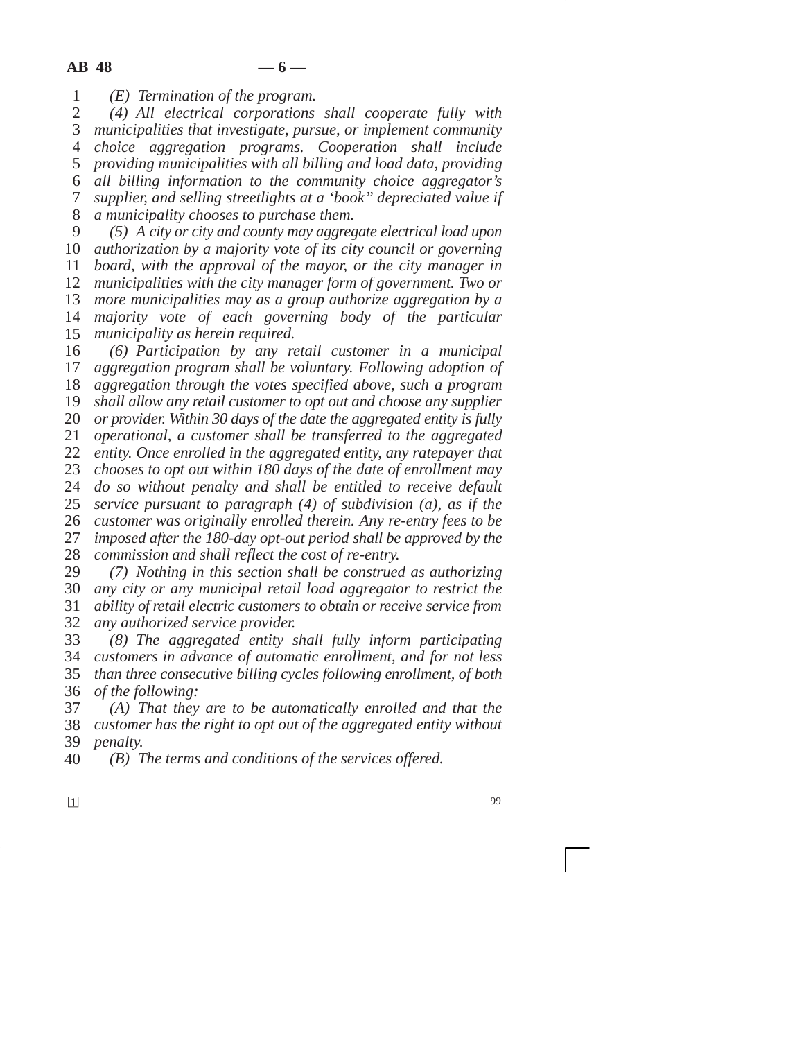*(E) Termination of the program.*

*(4) All electrical corporations shall cooperate fully with municipalities that investigate, pursue, or implement community choice aggregation programs. Cooperation shall include providing municipalities with all billing and load data, providing all billing information to the community choice aggregator's supplier, and selling streetlights at a 'book" depreciated value if a municipality chooses to purchase them.*

*(5) A city or city and county may aggregate electrical load upon authorization by a majority vote of its city council or governing board, with the approval of the mayor, or the city manager in municipalities with the city manager form of government. Two or more municipalities may as a group authorize aggregation by a majority vote of each governing body of the particular municipality as herein required.*

*(6) Participation by any retail customer in a municipal aggregation program shall be voluntary. Following adoption of aggregation through the votes specified above, such a program shall allow any retail customer to opt out and choose any supplier or provider. Within 30 days of the date the aggregated entity is fully operational, a customer shall be transferred to the aggregated entity. Once enrolled in the aggregated entity, any ratepayer that chooses to opt out within 180 days of the date of enrollment may do so without penalty and shall be entitled to receive default service pursuant to paragraph (4) of subdivision (a), as if the customer was originally enrolled therein. Any re-entry fees to be imposed after the 180-day opt-out period shall be approved by the commission and shall reflect the cost of re-entry.*

*(7) Nothing in this section shall be construed as authorizing any city or any municipal retail load aggregator to restrict the ability of retail electric customers to obtain or receive service from any authorized service provider.*

*(8) The aggregated entity shall fully inform participating customers in advance of automatic enrollment, and for not less than three consecutive billing cycles following enrollment, of both of the following:*

*(A) That they are to be automatically enrolled and that the customer has the right to opt out of the aggregated entity without penalty.*

*(B) The terms and conditions of the services offered.*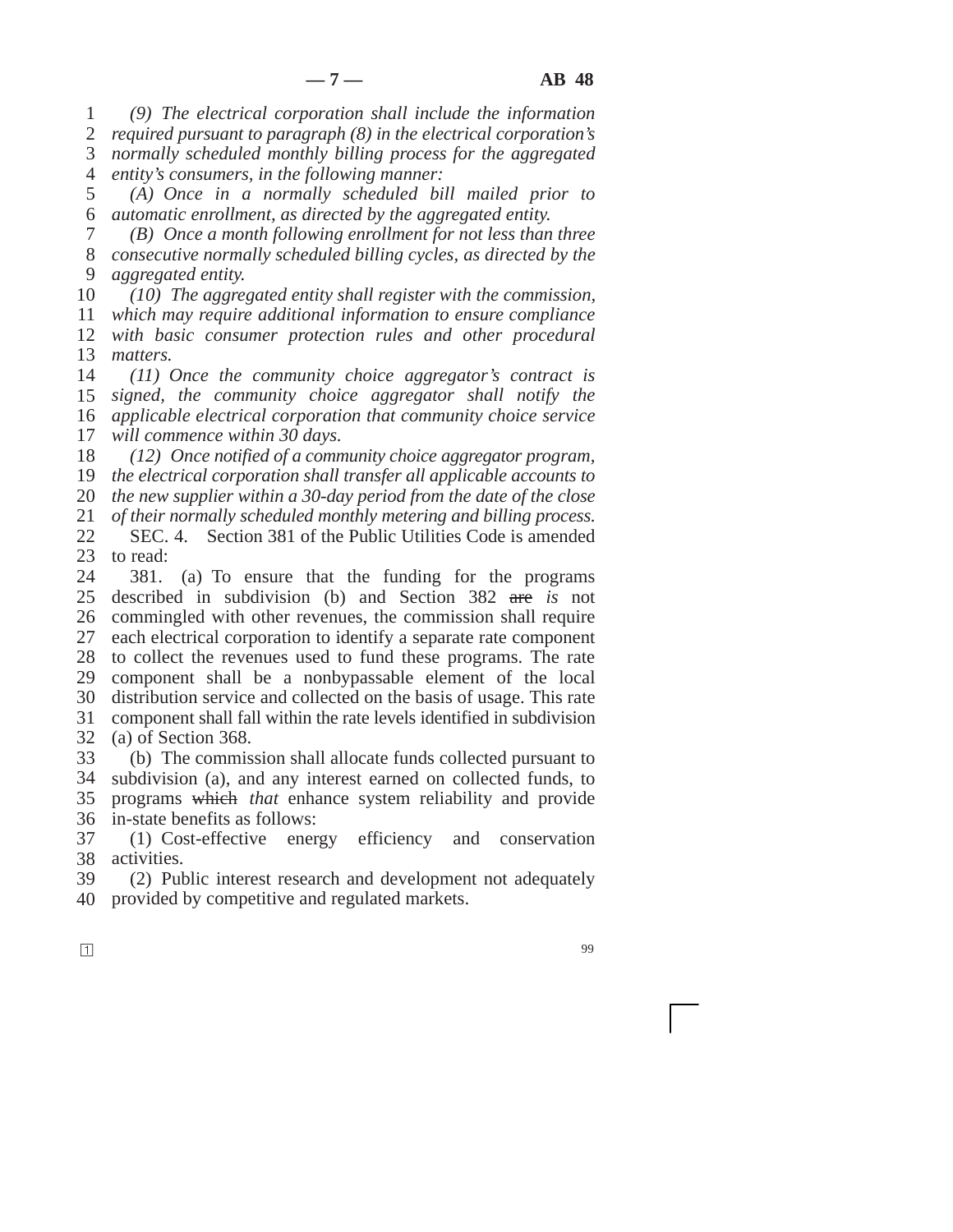*(9) The electrical corporation shall include the information required pursuant to paragraph (8) in the electrical corporation's normally scheduled monthly billing process for the aggregated entity's consumers, in the following manner:*

*(A) Once in a normally scheduled bill mailed prior to automatic enrollment, as directed by the aggregated entity.*

*(B) Once a month following enrollment for not less than three consecutive normally scheduled billing cycles, as directed by the aggregated entity.*

*(10) The aggregated entity shall register with the commission, which may require additional information to ensure compliance with basic consumer protection rules and other procedural matters.*

*(11) Once the community choice aggregator's contract is signed, the community choice aggregator shall notify the applicable electrical corporation that community choice service will commence within 30 days.*

*(12) Once notified of a community choice aggregator program, the electrical corporation shall transfer all applicable accounts to the new supplier within a 30-day period from the date of the close of their normally scheduled monthly metering and billing process.*

SEC. 4. Section 381 of the Public Utilities Code is amended to read:

381. (a) To ensure that the funding for the programs described in subdivision (b) and Section 382 ~~are~~ *is* not commingled with other revenues, the commission shall require each electrical corporation to identify a separate rate component to collect the revenues used to fund these programs. The rate component shall be a nonbypassable element of the local distribution service and collected on the basis of usage. This rate component shall fall within the rate levels identified in subdivision (a) of Section 368.

(b) The commission shall allocate funds collected pursuant to subdivision (a), and any interest earned on collected funds, to programs ~~which~~ *that* enhance system reliability and provide in-state benefits as follows:

(1) Cost-effective energy efficiency and conservation activities.

(2) Public interest research and development not adequately provided by competitive and regulated markets.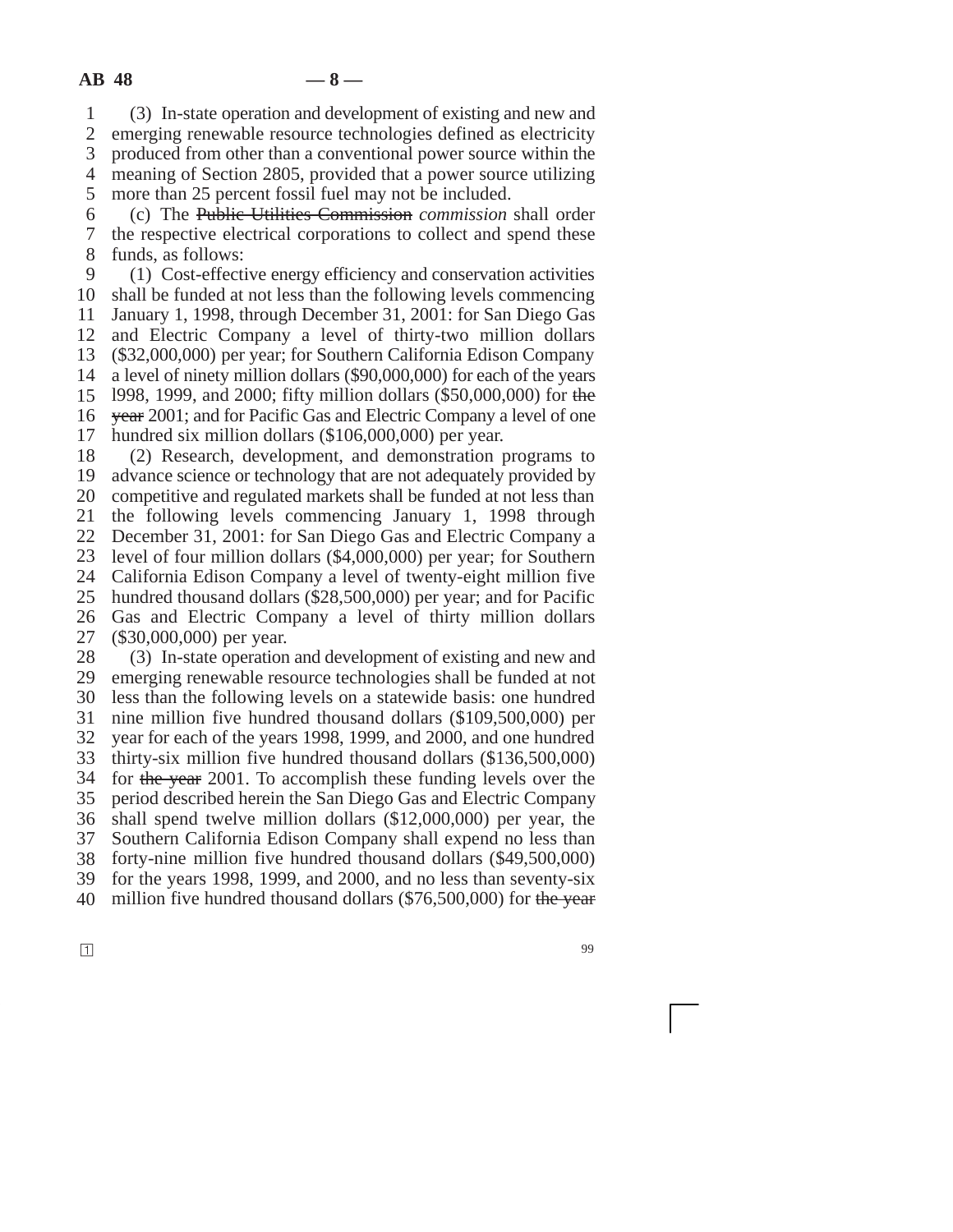(3) In-state operation and development of existing and new and emerging renewable resource technologies defined as electricity produced from other than a conventional power source within the meaning of Section 2805, provided that a power source utilizing more than 25 percent fossil fuel may not be included.

(c) The ~~Public Utilities Commission~~ *commission* shall order the respective electrical corporations to collect and spend these funds, as follows:

(1) Cost-effective energy efficiency and conservation activities shall be funded at not less than the following levels commencing January 1, 1998, through December 31, 2001: for San Diego Gas and Electric Company a level of thirty-two million dollars ($32,000,000) per year; for Southern California Edison Company a level of ninety million dollars ($90,000,000) for each of the years l998, 1999, and 2000; fifty million dollars ($50,000,000) for ~~the year~~ 2001; and for Pacific Gas and Electric Company a level of one hundred six million dollars ($106,000,000) per year.

(2) Research, development, and demonstration programs to advance science or technology that are not adequately provided by competitive and regulated markets shall be funded at not less than the following levels commencing January 1, 1998 through December 31, 2001: for San Diego Gas and Electric Company a level of four million dollars ($4,000,000) per year; for Southern California Edison Company a level of twenty-eight million five hundred thousand dollars ($28,500,000) per year; and for Pacific Gas and Electric Company a level of thirty million dollars ($30,000,000) per year.

(3) In-state operation and development of existing and new and emerging renewable resource technologies shall be funded at not less than the following levels on a statewide basis: one hundred nine million five hundred thousand dollars ($109,500,000) per year for each of the years 1998, 1999, and 2000, and one hundred thirty-six million five hundred thousand dollars ($136,500,000) for ~~the year~~ 2001. To accomplish these funding levels over the period described herein the San Diego Gas and Electric Company shall spend twelve million dollars ($12,000,000) per year, the Southern California Edison Company shall expend no less than forty-nine million five hundred thousand dollars ($49,500,000) for the years 1998, 1999, and 2000, and no less than seventy-six million five hundred thousand dollars ($76,500,000) for ~~the year~~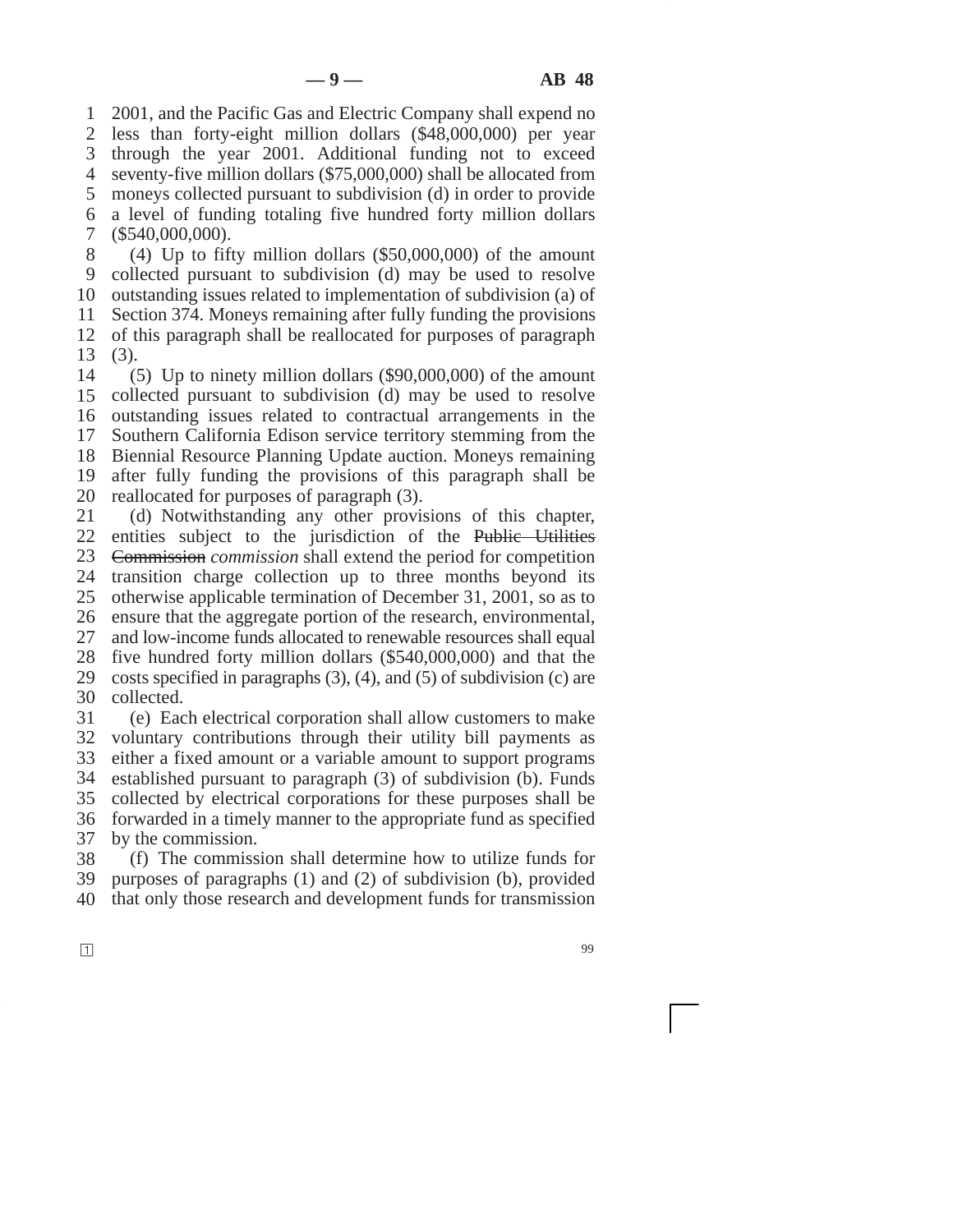2001, and the Pacific Gas and Electric Company shall expend no less than forty-eight million dollars ($48,000,000) per year through the year 2001. Additional funding not to exceed seventy-five million dollars ($75,000,000) shall be allocated from moneys collected pursuant to subdivision (d) in order to provide a level of funding totaling five hundred forty million dollars ($540,000,000).

(4) Up to fifty million dollars ($50,000,000) of the amount collected pursuant to subdivision (d) may be used to resolve outstanding issues related to implementation of subdivision (a) of Section 374. Moneys remaining after fully funding the provisions of this paragraph shall be reallocated for purposes of paragraph (3).

(5) Up to ninety million dollars ($90,000,000) of the amount collected pursuant to subdivision (d) may be used to resolve outstanding issues related to contractual arrangements in the Southern California Edison service territory stemming from the Biennial Resource Planning Update auction. Moneys remaining after fully funding the provisions of this paragraph shall be reallocated for purposes of paragraph (3).

(d) Notwithstanding any other provisions of this chapter, entities subject to the jurisdiction of the ~~Public Utilities Commission~~ *commission* shall extend the period for competition transition charge collection up to three months beyond its otherwise applicable termination of December 31, 2001, so as to ensure that the aggregate portion of the research, environmental, and low-income funds allocated to renewable resources shall equal five hundred forty million dollars ($540,000,000) and that the costs specified in paragraphs (3), (4), and (5) of subdivision (c) are collected.

(e) Each electrical corporation shall allow customers to make voluntary contributions through their utility bill payments as either a fixed amount or a variable amount to support programs established pursuant to paragraph (3) of subdivision (b). Funds collected by electrical corporations for these purposes shall be forwarded in a timely manner to the appropriate fund as specified by the commission.

(f) The commission shall determine how to utilize funds for purposes of paragraphs (1) and (2) of subdivision (b), provided that only those research and development funds for transmission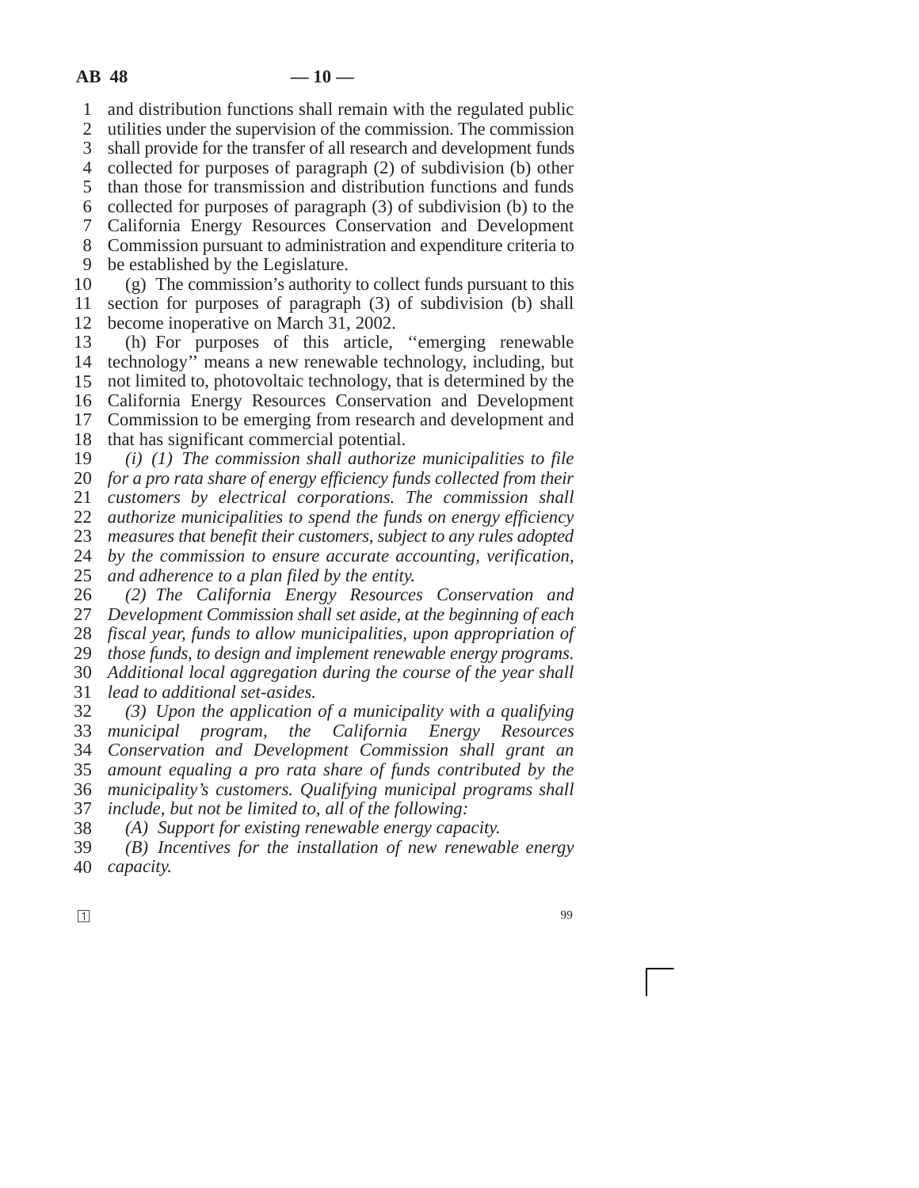and distribution functions shall remain with the regulated public utilities under the supervision of the commission. The commission shall provide for the transfer of all research and development funds collected for purposes of paragraph (2) of subdivision (b) other than those for transmission and distribution functions and funds collected for purposes of paragraph (3) of subdivision (b) to the California Energy Resources Conservation and Development Commission pursuant to administration and expenditure criteria to be established by the Legislature.

(g) The commission's authority to collect funds pursuant to this section for purposes of paragraph (3) of subdivision (b) shall become inoperative on March 31, 2002.

(h) For purposes of this article, ''emerging renewable technology'' means a new renewable technology, including, but not limited to, photovoltaic technology, that is determined by the California Energy Resources Conservation and Development Commission to be emerging from research and development and that has significant commercial potential.

*(i) (1) The commission shall authorize municipalities to file for a pro rata share of energy efficiency funds collected from their customers by electrical corporations. The commission shall authorize municipalities to spend the funds on energy efficiency measures that benefit their customers, subject to any rules adopted by the commission to ensure accurate accounting, verification, and adherence to a plan filed by the entity.*

*(2) The California Energy Resources Conservation and Development Commission shall set aside, at the beginning of each fiscal year, funds to allow municipalities, upon appropriation of those funds, to design and implement renewable energy programs. Additional local aggregation during the course of the year shall lead to additional set-asides.*

*(3) Upon the application of a municipality with a qualifying municipal program, the California Energy Resources Conservation and Development Commission shall grant an amount equaling a pro rata share of funds contributed by the municipality's customers. Qualifying municipal programs shall include, but not be limited to, all of the following:*

*(A) Support for existing renewable energy capacity.*

*(B) Incentives for the installation of new renewable energy capacity.*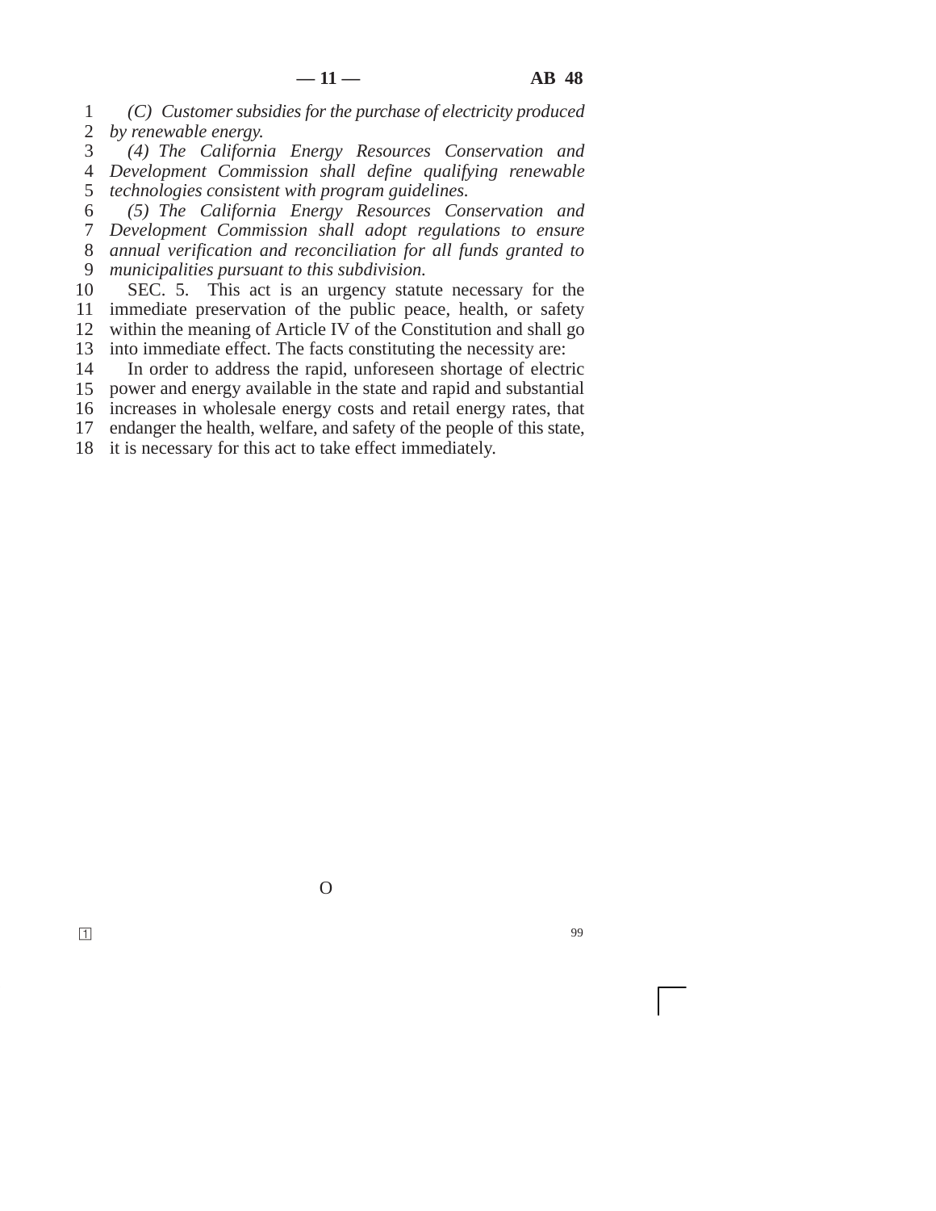*(C) Customer subsidies for the purchase of electricity produced by renewable energy.*

*(4) The California Energy Resources Conservation and Development Commission shall define qualifying renewable technologies consistent with program guidelines.*

*(5) The California Energy Resources Conservation and Development Commission shall adopt regulations to ensure annual verification and reconciliation for all funds granted to municipalities pursuant to this subdivision.*

SEC. 5. This act is an urgency statute necessary for the immediate preservation of the public peace, health, or safety within the meaning of Article IV of the Constitution and shall go into immediate effect. The facts constituting the necessity are:

In order to address the rapid, unforeseen shortage of electric power and energy available in the state and rapid and substantial increases in wholesale energy costs and retail energy rates, that endanger the health, welfare, and safety of the people of this state, it is necessary for this act to take effect immediately.

O